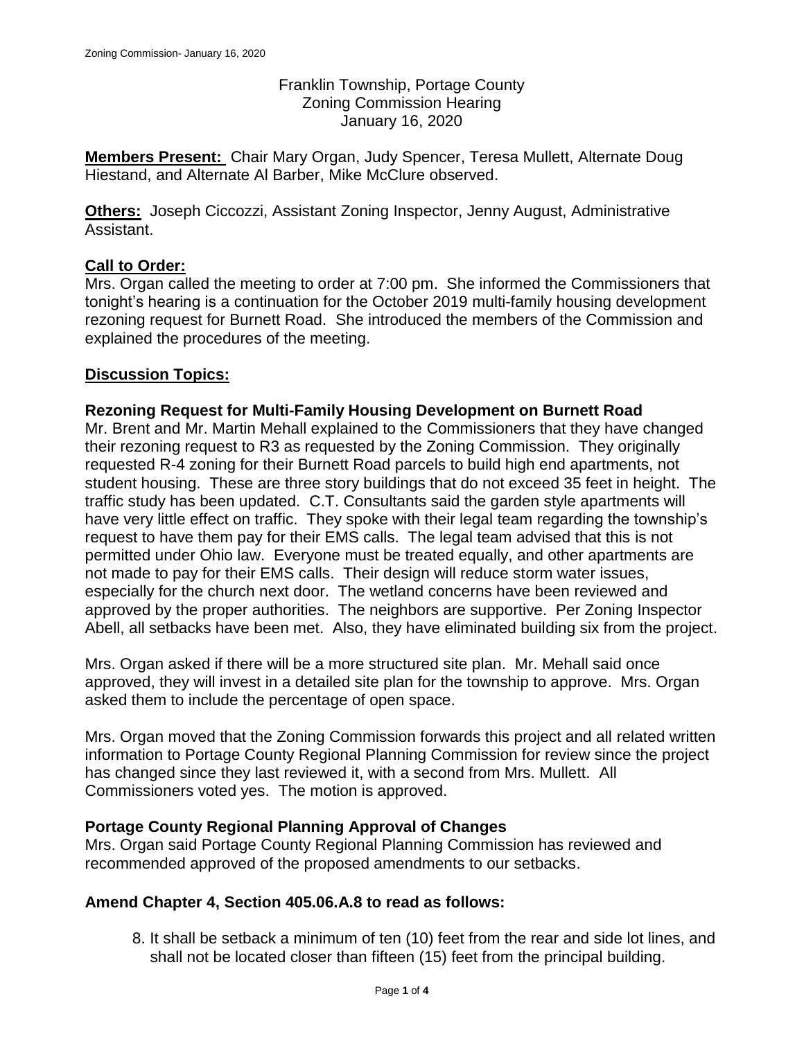Franklin Township, Portage County
Zoning Commission Hearing
January 16, 2020

**Members Present:** Chair Mary Organ, Judy Spencer, Teresa Mullett, Alternate Doug Hiestand, and Alternate Al Barber, Mike McClure observed.

**Others:** Joseph Ciccozzi, Assistant Zoning Inspector, Jenny August, Administrative Assistant.

## Call to Order:

Mrs. Organ called the meeting to order at 7:00 pm. She informed the Commissioners that tonight's hearing is a continuation for the October 2019 multi-family housing development rezoning request for Burnett Road. She introduced the members of the Commission and explained the procedures of the meeting.

## Discussion Topics:

### Rezoning Request for Multi-Family Housing Development on Burnett Road

Mr. Brent and Mr. Martin Mehall explained to the Commissioners that they have changed their rezoning request to R3 as requested by the Zoning Commission. They originally requested R-4 zoning for their Burnett Road parcels to build high end apartments, not student housing. These are three story buildings that do not exceed 35 feet in height. The traffic study has been updated. C.T. Consultants said the garden style apartments will have very little effect on traffic. They spoke with their legal team regarding the township's request to have them pay for their EMS calls. The legal team advised that this is not permitted under Ohio law. Everyone must be treated equally, and other apartments are not made to pay for their EMS calls. Their design will reduce storm water issues, especially for the church next door. The wetland concerns have been reviewed and approved by the proper authorities. The neighbors are supportive. Per Zoning Inspector Abell, all setbacks have been met. Also, they have eliminated building six from the project.

Mrs. Organ asked if there will be a more structured site plan. Mr. Mehall said once approved, they will invest in a detailed site plan for the township to approve. Mrs. Organ asked them to include the percentage of open space.

Mrs. Organ moved that the Zoning Commission forwards this project and all related written information to Portage County Regional Planning Commission for review since the project has changed since they last reviewed it, with a second from Mrs. Mullett. All Commissioners voted yes. The motion is approved.

### Portage County Regional Planning Approval of Changes

Mrs. Organ said Portage County Regional Planning Commission has reviewed and recommended approved of the proposed amendments to our setbacks.

### Amend Chapter 4, Section 405.06.A.8 to read as follows:

8. It shall be setback a minimum of ten (10) feet from the rear and side lot lines, and shall not be located closer than fifteen (15) feet from the principal building.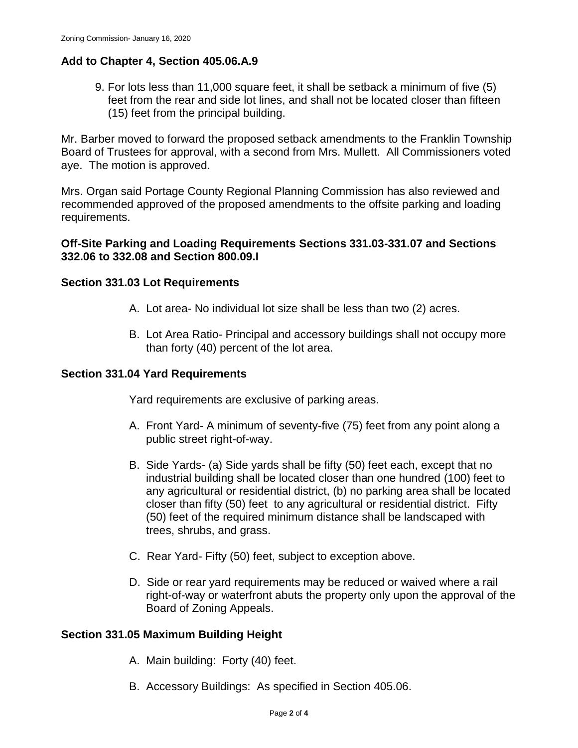### Add to Chapter 4, Section 405.06.A.9

9. For lots less than 11,000 square feet, it shall be setback a minimum of five (5) feet from the rear and side lot lines, and shall not be located closer than fifteen (15) feet from the principal building.

Mr. Barber moved to forward the proposed setback amendments to the Franklin Township Board of Trustees for approval, with a second from Mrs. Mullett. All Commissioners voted aye. The motion is approved.

Mrs. Organ said Portage County Regional Planning Commission has also reviewed and recommended approved of the proposed amendments to the offsite parking and loading requirements.

### Off-Site Parking and Loading Requirements Sections 331.03-331.07 and Sections 332.06 to 332.08 and Section 800.09.I

### Section 331.03 Lot Requirements

A. Lot area- No individual lot size shall be less than two (2) acres.

B. Lot Area Ratio- Principal and accessory buildings shall not occupy more than forty (40) percent of the lot area.

### Section 331.04 Yard Requirements

Yard requirements are exclusive of parking areas.

A. Front Yard- A minimum of seventy-five (75) feet from any point along a public street right-of-way.

B. Side Yards- (a) Side yards shall be fifty (50) feet each, except that no industrial building shall be located closer than one hundred (100) feet to any agricultural or residential district, (b) no parking area shall be located closer than fifty (50) feet to any agricultural or residential district. Fifty (50) feet of the required minimum distance shall be landscaped with trees, shrubs, and grass.

C. Rear Yard- Fifty (50) feet, subject to exception above.

D. Side or rear yard requirements may be reduced or waived where a rail right-of-way or waterfront abuts the property only upon the approval of the Board of Zoning Appeals.

### Section 331.05 Maximum Building Height

A. Main building: Forty (40) feet.

B. Accessory Buildings: As specified in Section 405.06.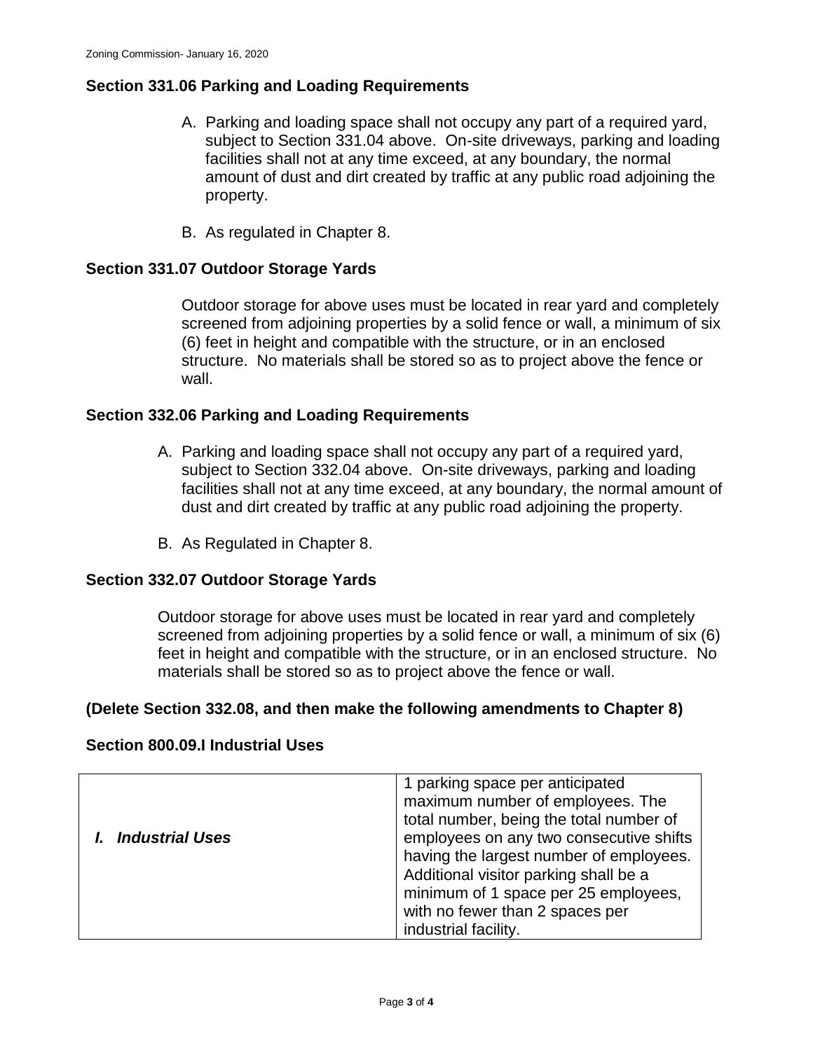### Section 331.06 Parking and Loading Requirements

A. Parking and loading space shall not occupy any part of a required yard, subject to Section 331.04 above. On-site driveways, parking and loading facilities shall not at any time exceed, at any boundary, the normal amount of dust and dirt created by traffic at any public road adjoining the property.

B. As regulated in Chapter 8.

### Section 331.07 Outdoor Storage Yards

Outdoor storage for above uses must be located in rear yard and completely screened from adjoining properties by a solid fence or wall, a minimum of six (6) feet in height and compatible with the structure, or in an enclosed structure. No materials shall be stored so as to project above the fence or wall.

### Section 332.06 Parking and Loading Requirements

A. Parking and loading space shall not occupy any part of a required yard, subject to Section 332.04 above. On-site driveways, parking and loading facilities shall not at any time exceed, at any boundary, the normal amount of dust and dirt created by traffic at any public road adjoining the property.

B. As Regulated in Chapter 8.

### Section 332.07 Outdoor Storage Yards

Outdoor storage for above uses must be located in rear yard and completely screened from adjoining properties by a solid fence or wall, a minimum of six (6) feet in height and compatible with the structure, or in an enclosed structure. No materials shall be stored so as to project above the fence or wall.

### (Delete Section 332.08, and then make the following amendments to Chapter 8)

### Section 800.09.I Industrial Uses

| | |
|---|---|
| ***I. Industrial Uses*** | 1 parking space per anticipated maximum number of employees. The total number, being the total number of employees on any two consecutive shifts having the largest number of employees. Additional visitor parking shall be a minimum of 1 space per 25 employees, with no fewer than 2 spaces per industrial facility. |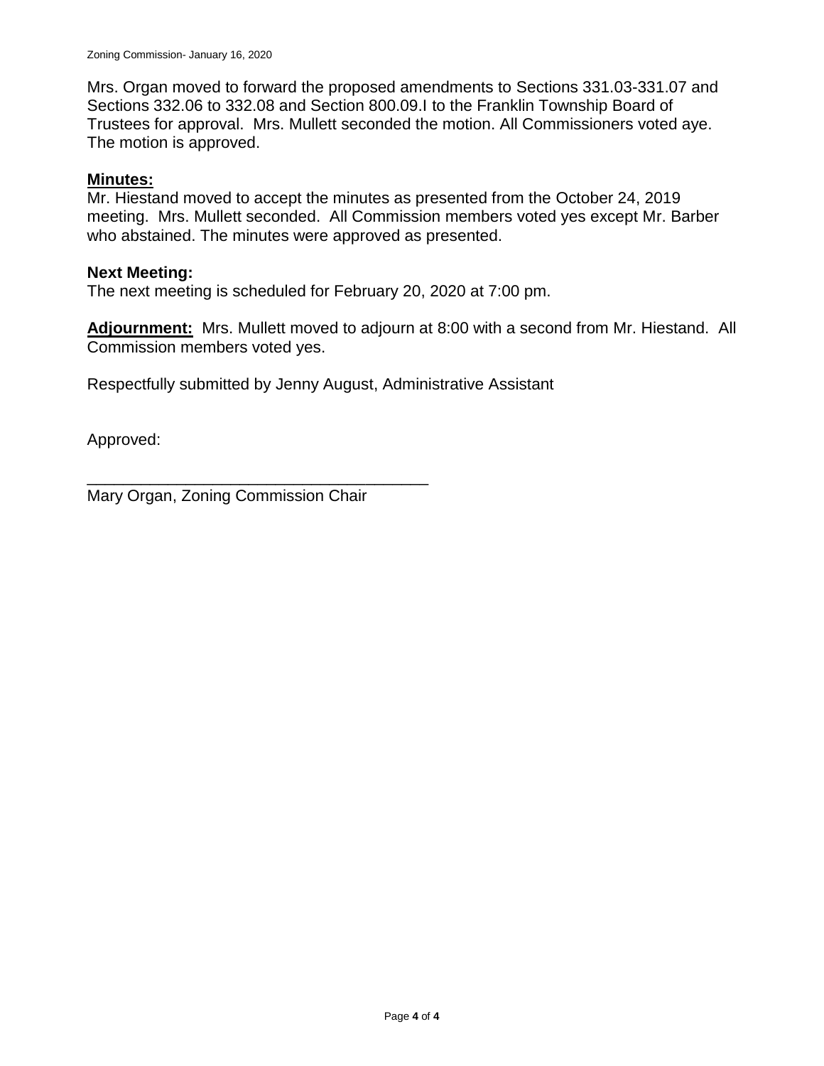Mrs. Organ moved to forward the proposed amendments to Sections 331.03-331.07 and Sections 332.06 to 332.08 and Section 800.09.I to the Franklin Township Board of Trustees for approval. Mrs. Mullett seconded the motion. All Commissioners voted aye. The motion is approved.

**Minutes:**

Mr. Hiestand moved to accept the minutes as presented from the October 24, 2019 meeting. Mrs. Mullett seconded. All Commission members voted yes except Mr. Barber who abstained. The minutes were approved as presented.

**Next Meeting:**

The next meeting is scheduled for February 20, 2020 at 7:00 pm.

**Adjournment:** Mrs. Mullett moved to adjourn at 8:00 with a second from Mr. Hiestand. All Commission members voted yes.

Respectfully submitted by Jenny August, Administrative Assistant

Approved:

______________________________________

Mary Organ, Zoning Commission Chair